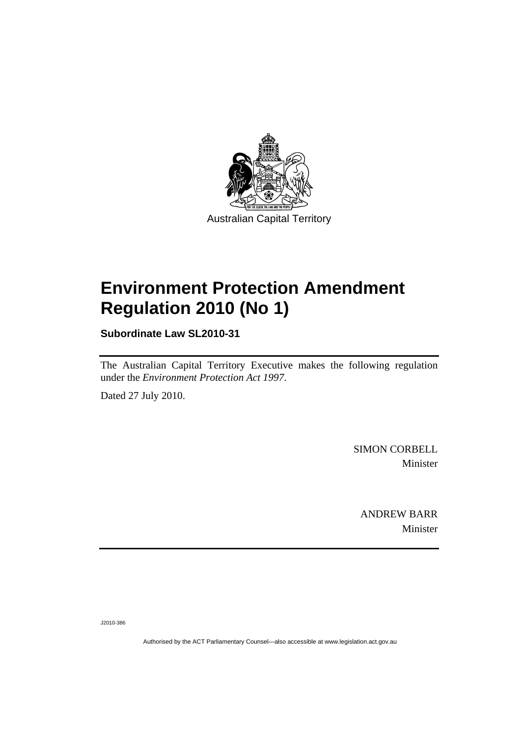Australian Capital Territory

# Environment Protection Amendment Regulation 2010 (No 1)

**Subordinate Law SL2010-31**

The Australian Capital Territory Executive makes the following regulation under the *Environment Protection Act 1997*.

Dated 27 July 2010.

SIMON CORBELL
Minister

ANDREW BARR
Minister

J2010-386

Authorised by the ACT Parliamentary Counsel—also accessible at www.legislation.act.gov.au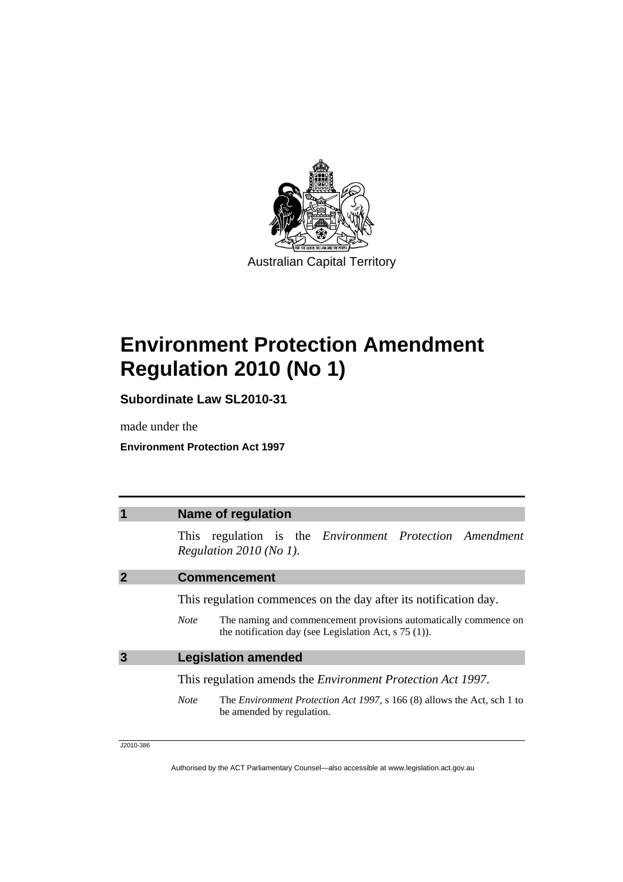Australian Capital Territory

# Environment Protection Amendment Regulation 2010 (No 1)

**Subordinate Law SL2010-31**

made under the

**Environment Protection Act 1997**

## 1 Name of regulation

This regulation is the *Environment Protection Amendment Regulation 2010 (No 1)*.

## 2 Commencement

This regulation commences on the day after its notification day.

*Note* The naming and commencement provisions automatically commence on the notification day (see Legislation Act, s 75 (1)).

## 3 Legislation amended

This regulation amends the *Environment Protection Act 1997*.

*Note* The *Environment Protection Act 1997*, s 166 (8) allows the Act, sch 1 to be amended by regulation.

J2010-386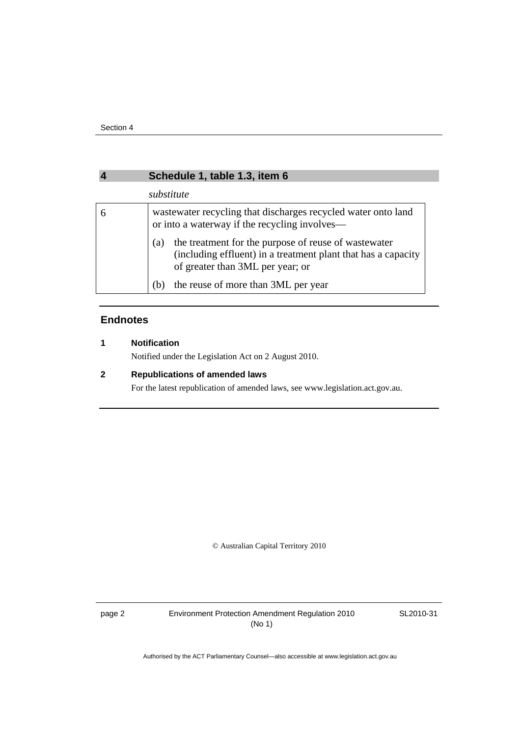## 4 Schedule 1, table 1.3, item 6

*substitute*

| | |
|---|---|
| 6 | wastewater recycling that discharges recycled water onto land or into a waterway if the recycling involves—<br>(a) the treatment for the purpose of reuse of wastewater (including effluent) in a treatment plant that has a capacity of greater than 3ML per year; or<br>(b) the reuse of more than 3ML per year |

## Endnotes

**1 Notification**

Notified under the Legislation Act on 2 August 2010.

**2 Republications of amended laws**

For the latest republication of amended laws, see www.legislation.act.gov.au.

© Australian Capital Territory 2010